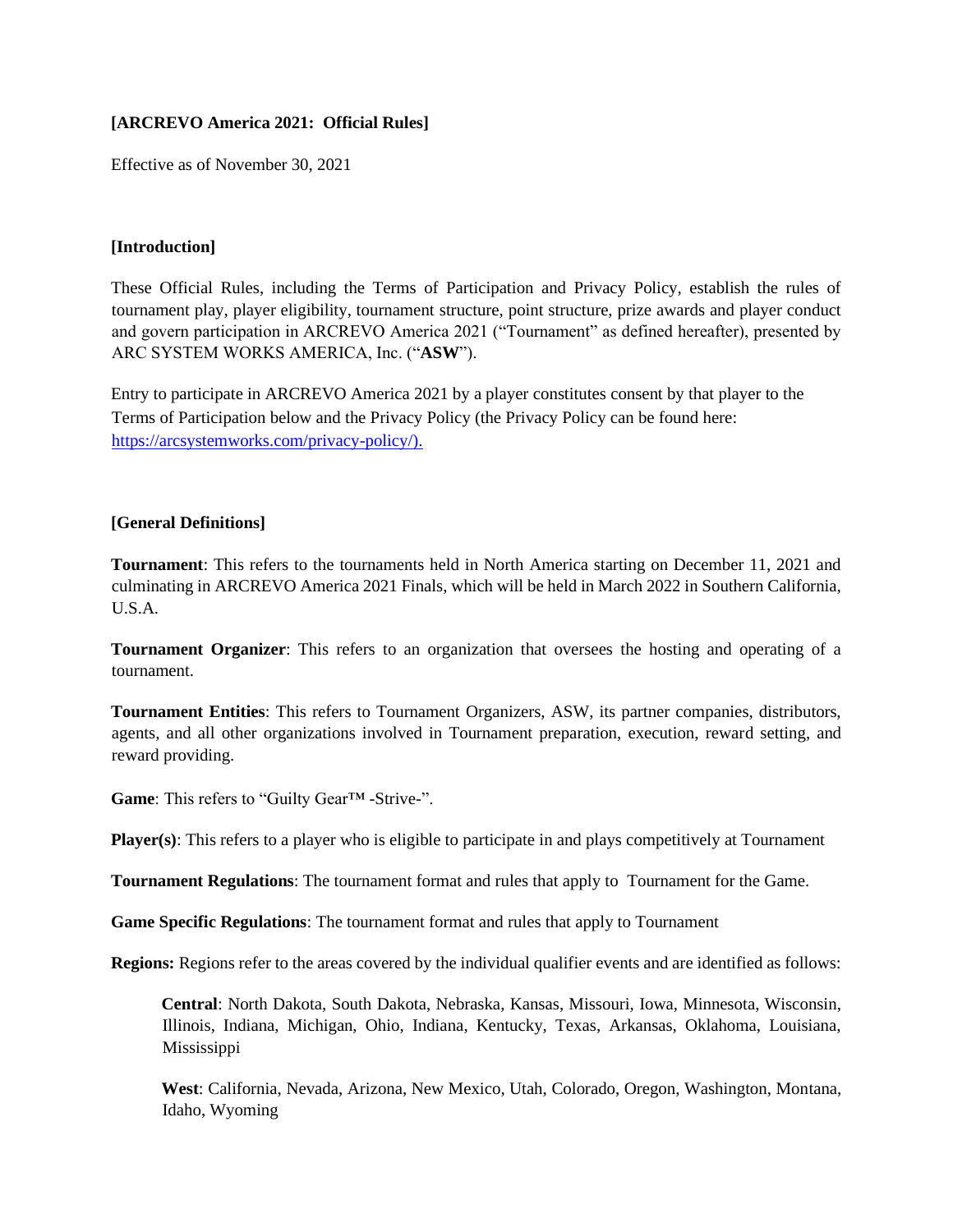**[ARCREVO America 2021: Official Rules]**

Effective as of November 30, 2021

**[Introduction]**

These Official Rules, including the Terms of Participation and Privacy Policy, establish the rules of tournament play, player eligibility, tournament structure, point structure, prize awards and player conduct and govern participation in ARCREVO America 2021 ("Tournament" as defined hereafter), presented by ARC SYSTEM WORKS AMERICA, Inc. ("**ASW**").

Entry to participate in ARCREVO America 2021 by a player constitutes consent by that player to the Terms of Participation below and the Privacy Policy (the Privacy Policy can be found here: https://arcsystemworks.com/privacy-policy/).

**[General Definitions]**

**Tournament**: This refers to the tournaments held in North America starting on December 11, 2021 and culminating in ARCREVO America 2021 Finals, which will be held in March 2022 in Southern California, U.S.A.

**Tournament Organizer**: This refers to an organization that oversees the hosting and operating of a tournament.

**Tournament Entities**: This refers to Tournament Organizers, ASW, its partner companies, distributors, agents, and all other organizations involved in Tournament preparation, execution, reward setting, and reward providing.

**Game**: This refers to "Guilty Gear™ -Strive-".

**Player(s)**: This refers to a player who is eligible to participate in and plays competitively at Tournament

**Tournament Regulations**: The tournament format and rules that apply to Tournament for the Game.

**Game Specific Regulations**: The tournament format and rules that apply to Tournament

**Regions:** Regions refer to the areas covered by the individual qualifier events and are identified as follows:

> **Central**: North Dakota, South Dakota, Nebraska, Kansas, Missouri, Iowa, Minnesota, Wisconsin, Illinois, Indiana, Michigan, Ohio, Indiana, Kentucky, Texas, Arkansas, Oklahoma, Louisiana, Mississippi
>
> **West**: California, Nevada, Arizona, New Mexico, Utah, Colorado, Oregon, Washington, Montana, Idaho, Wyoming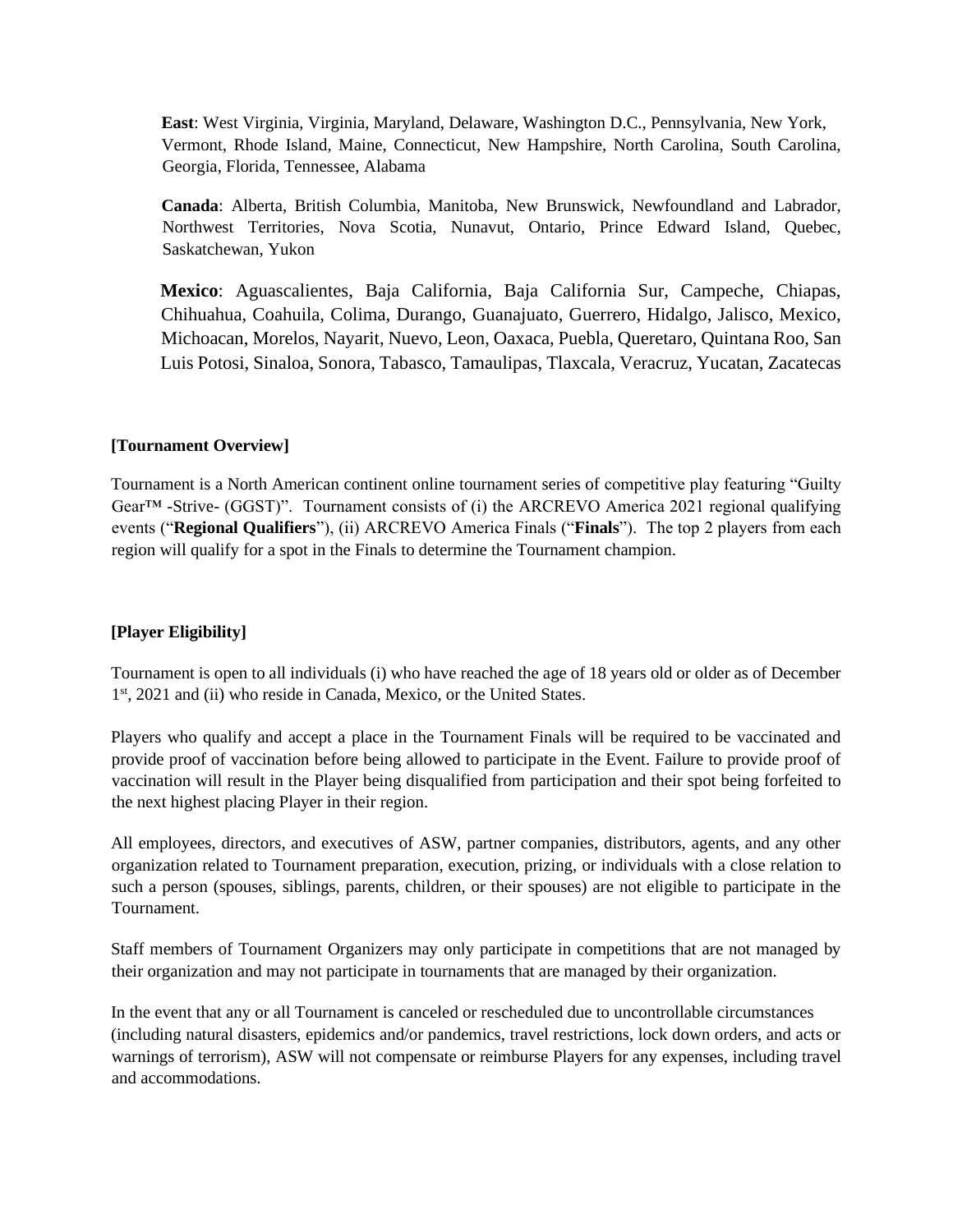**East**: West Virginia, Virginia, Maryland, Delaware, Washington D.C., Pennsylvania, New York, Vermont, Rhode Island, Maine, Connecticut, New Hampshire, North Carolina, South Carolina, Georgia, Florida, Tennessee, Alabama

**Canada**: Alberta, British Columbia, Manitoba, New Brunswick, Newfoundland and Labrador, Northwest Territories, Nova Scotia, Nunavut, Ontario, Prince Edward Island, Quebec, Saskatchewan, Yukon

**Mexico**: Aguascalientes, Baja California, Baja California Sur, Campeche, Chiapas, Chihuahua, Coahuila, Colima, Durango, Guanajuato, Guerrero, Hidalgo, Jalisco, Mexico, Michoacan, Morelos, Nayarit, Nuevo, Leon, Oaxaca, Puebla, Queretaro, Quintana Roo, San Luis Potosi, Sinaloa, Sonora, Tabasco, Tamaulipas, Tlaxcala, Veracruz, Yucatan, Zacatecas

**[Tournament Overview]**

Tournament is a North American continent online tournament series of competitive play featuring "Guilty Gear™ -Strive- (GGST)". Tournament consists of (i) the ARCREVO America 2021 regional qualifying events ("**Regional Qualifiers**"), (ii) ARCREVO America Finals ("**Finals**"). The top 2 players from each region will qualify for a spot in the Finals to determine the Tournament champion.

**[Player Eligibility]**

Tournament is open to all individuals (i) who have reached the age of 18 years old or older as of December 1st, 2021 and (ii) who reside in Canada, Mexico, or the United States.

Players who qualify and accept a place in the Tournament Finals will be required to be vaccinated and provide proof of vaccination before being allowed to participate in the Event. Failure to provide proof of vaccination will result in the Player being disqualified from participation and their spot being forfeited to the next highest placing Player in their region.

All employees, directors, and executives of ASW, partner companies, distributors, agents, and any other organization related to Tournament preparation, execution, prizing, or individuals with a close relation to such a person (spouses, siblings, parents, children, or their spouses) are not eligible to participate in the Tournament.

Staff members of Tournament Organizers may only participate in competitions that are not managed by their organization and may not participate in tournaments that are managed by their organization.

In the event that any or all Tournament is canceled or rescheduled due to uncontrollable circumstances (including natural disasters, epidemics and/or pandemics, travel restrictions, lock down orders, and acts or warnings of terrorism), ASW will not compensate or reimburse Players for any expenses, including travel and accommodations.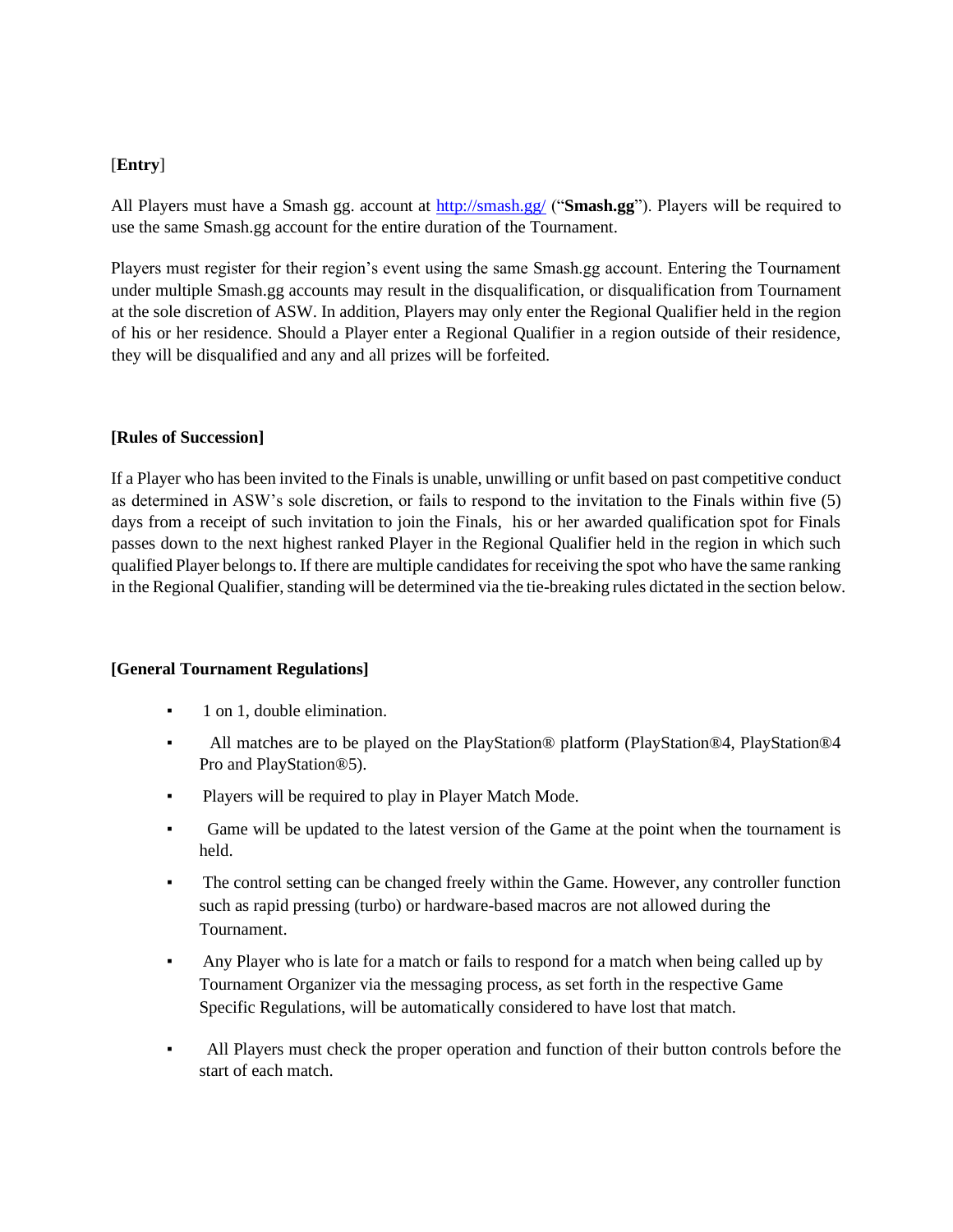[**Entry**]

All Players must have a Smash gg. account at http://smash.gg/ ("**Smash.gg**"). Players will be required to use the same Smash.gg account for the entire duration of the Tournament.

Players must register for their region's event using the same Smash.gg account. Entering the Tournament under multiple Smash.gg accounts may result in the disqualification, or disqualification from Tournament at the sole discretion of ASW. In addition, Players may only enter the Regional Qualifier held in the region of his or her residence. Should a Player enter a Regional Qualifier in a region outside of their residence, they will be disqualified and any and all prizes will be forfeited.

**[Rules of Succession]**

If a Player who has been invited to the Finals is unable, unwilling or unfit based on past competitive conduct as determined in ASW's sole discretion, or fails to respond to the invitation to the Finals within five (5) days from a receipt of such invitation to join the Finals, his or her awarded qualification spot for Finals passes down to the next highest ranked Player in the Regional Qualifier held in the region in which such qualified Player belongs to. If there are multiple candidates for receiving the spot who have the same ranking in the Regional Qualifier, standing will be determined via the tie-breaking rules dictated in the section below.

**[General Tournament Regulations]**

- 1 on 1, double elimination.
- All matches are to be played on the PlayStation® platform (PlayStation®4, PlayStation®4 Pro and PlayStation®5).
- Players will be required to play in Player Match Mode.
- Game will be updated to the latest version of the Game at the point when the tournament is held.
- The control setting can be changed freely within the Game. However, any controller function such as rapid pressing (turbo) or hardware-based macros are not allowed during the Tournament.
- Any Player who is late for a match or fails to respond for a match when being called up by Tournament Organizer via the messaging process, as set forth in the respective Game Specific Regulations, will be automatically considered to have lost that match.
- All Players must check the proper operation and function of their button controls before the start of each match.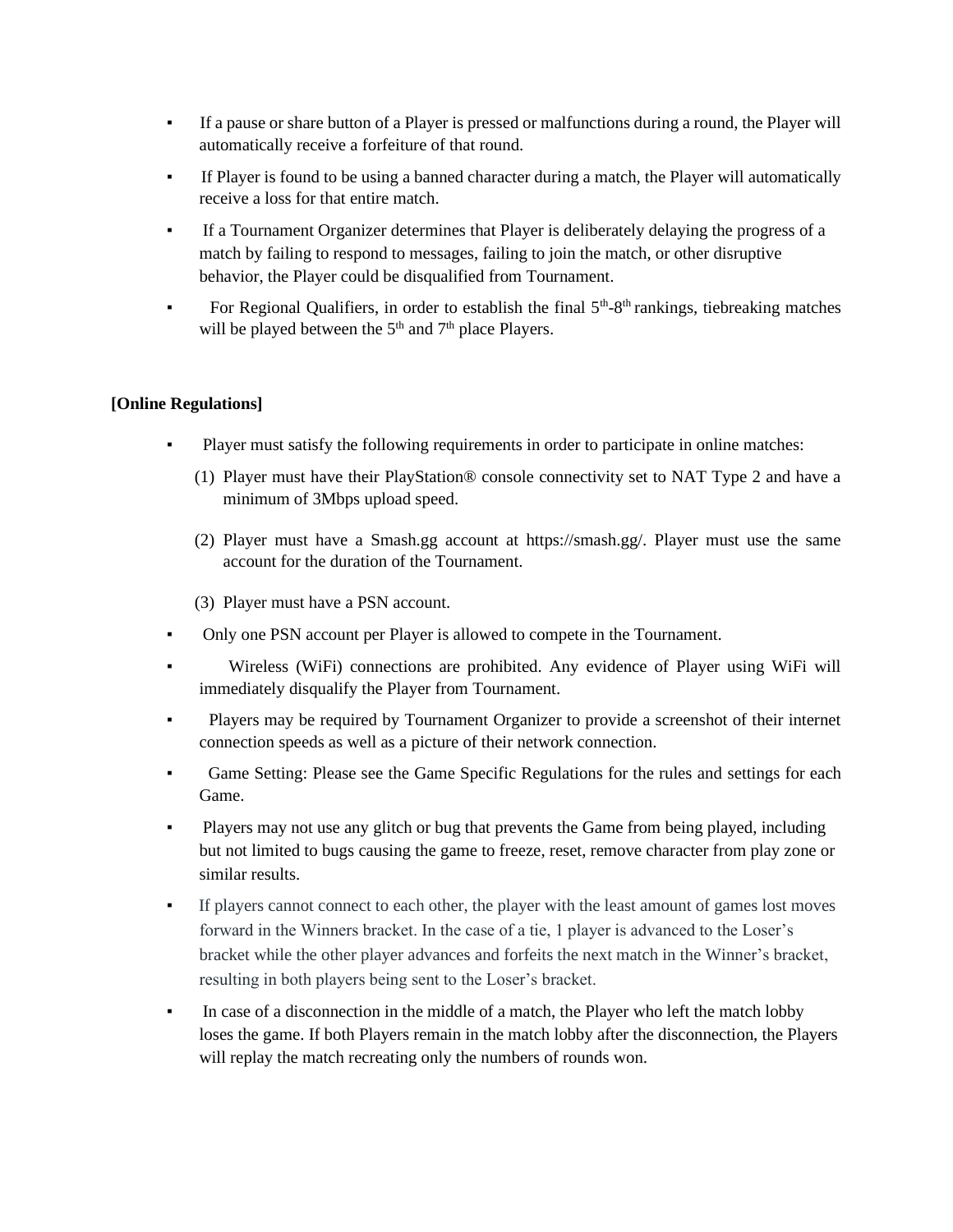- If a pause or share button of a Player is pressed or malfunctions during a round, the Player will automatically receive a forfeiture of that round.
- If Player is found to be using a banned character during a match, the Player will automatically receive a loss for that entire match.
- If a Tournament Organizer determines that Player is deliberately delaying the progress of a match by failing to respond to messages, failing to join the match, or other disruptive behavior, the Player could be disqualified from Tournament.
- For Regional Qualifiers, in order to establish the final 5th-8th rankings, tiebreaking matches will be played between the 5th and 7th place Players.

**[Online Regulations]**

- Player must satisfy the following requirements in order to participate in online matches:
  1. Player must have their PlayStation® console connectivity set to NAT Type 2 and have a minimum of 3Mbps upload speed.
  2. Player must have a Smash.gg account at https://smash.gg/. Player must use the same account for the duration of the Tournament.
  3. Player must have a PSN account.
- Only one PSN account per Player is allowed to compete in the Tournament.
- Wireless (WiFi) connections are prohibited. Any evidence of Player using WiFi will immediately disqualify the Player from Tournament.
- Players may be required by Tournament Organizer to provide a screenshot of their internet connection speeds as well as a picture of their network connection.
- Game Setting: Please see the Game Specific Regulations for the rules and settings for each Game.
- Players may not use any glitch or bug that prevents the Game from being played, including but not limited to bugs causing the game to freeze, reset, remove character from play zone or similar results.
- If players cannot connect to each other, the player with the least amount of games lost moves forward in the Winners bracket. In the case of a tie, 1 player is advanced to the Loser's bracket while the other player advances and forfeits the next match in the Winner's bracket, resulting in both players being sent to the Loser's bracket.
- In case of a disconnection in the middle of a match, the Player who left the match lobby loses the game. If both Players remain in the match lobby after the disconnection, the Players will replay the match recreating only the numbers of rounds won.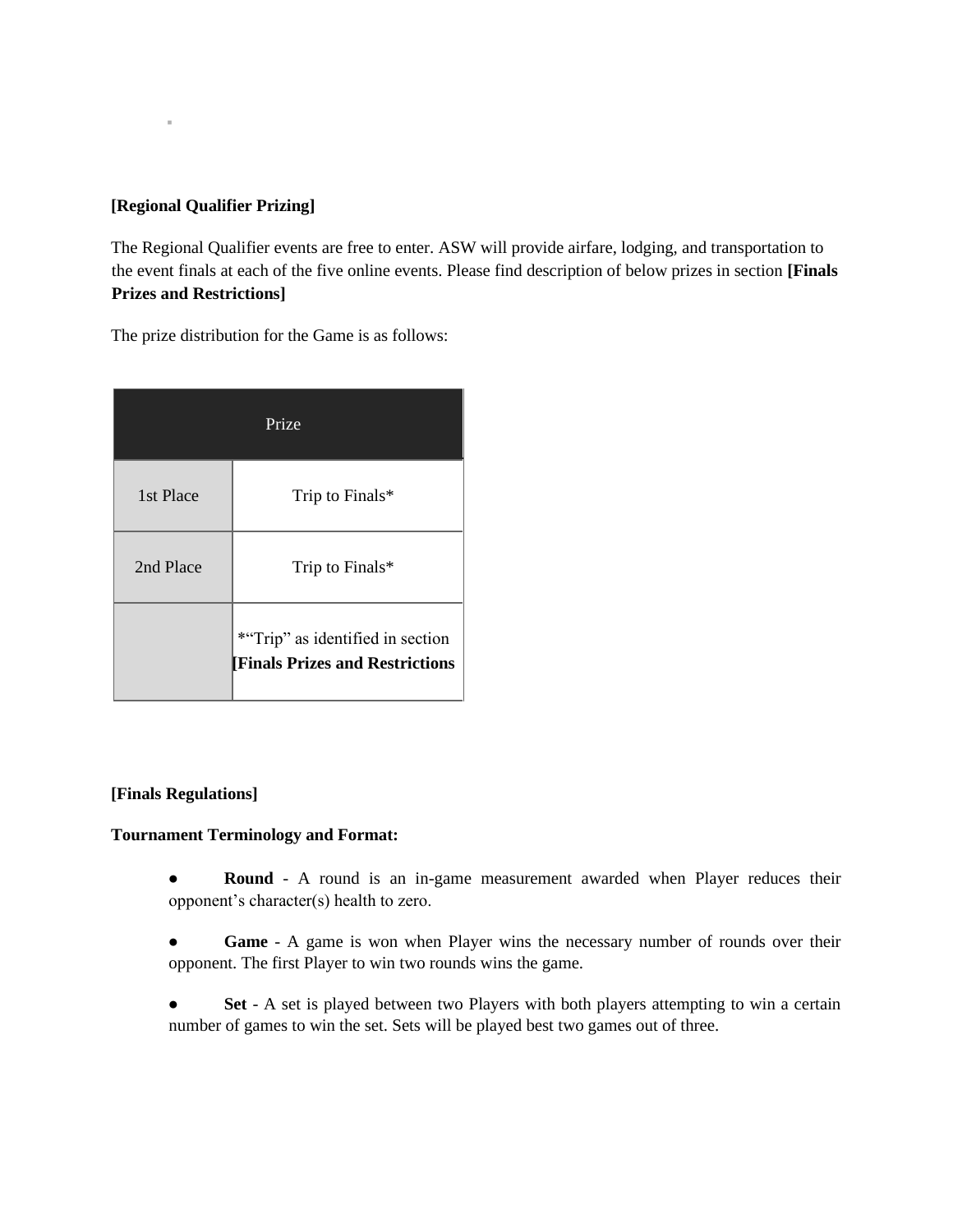**[Regional Qualifier Prizing]**

The Regional Qualifier events are free to enter. ASW will provide airfare, lodging, and transportation to the event finals at each of the five online events. Please find description of below prizes in section **[Finals Prizes and Restrictions]**

The prize distribution for the Game is as follows:

| Prize | |
|---|---|
| 1st Place | Trip to Finals* |
| 2nd Place | Trip to Finals* |
| | *"Trip" as identified in section **[Finals Prizes and Restrictions** |

**[Finals Regulations]**

**Tournament Terminology and Format:**

- **Round** - A round is an in-game measurement awarded when Player reduces their opponent's character(s) health to zero.
- **Game** - A game is won when Player wins the necessary number of rounds over their opponent. The first Player to win two rounds wins the game.
- **Set** - A set is played between two Players with both players attempting to win a certain number of games to win the set. Sets will be played best two games out of three.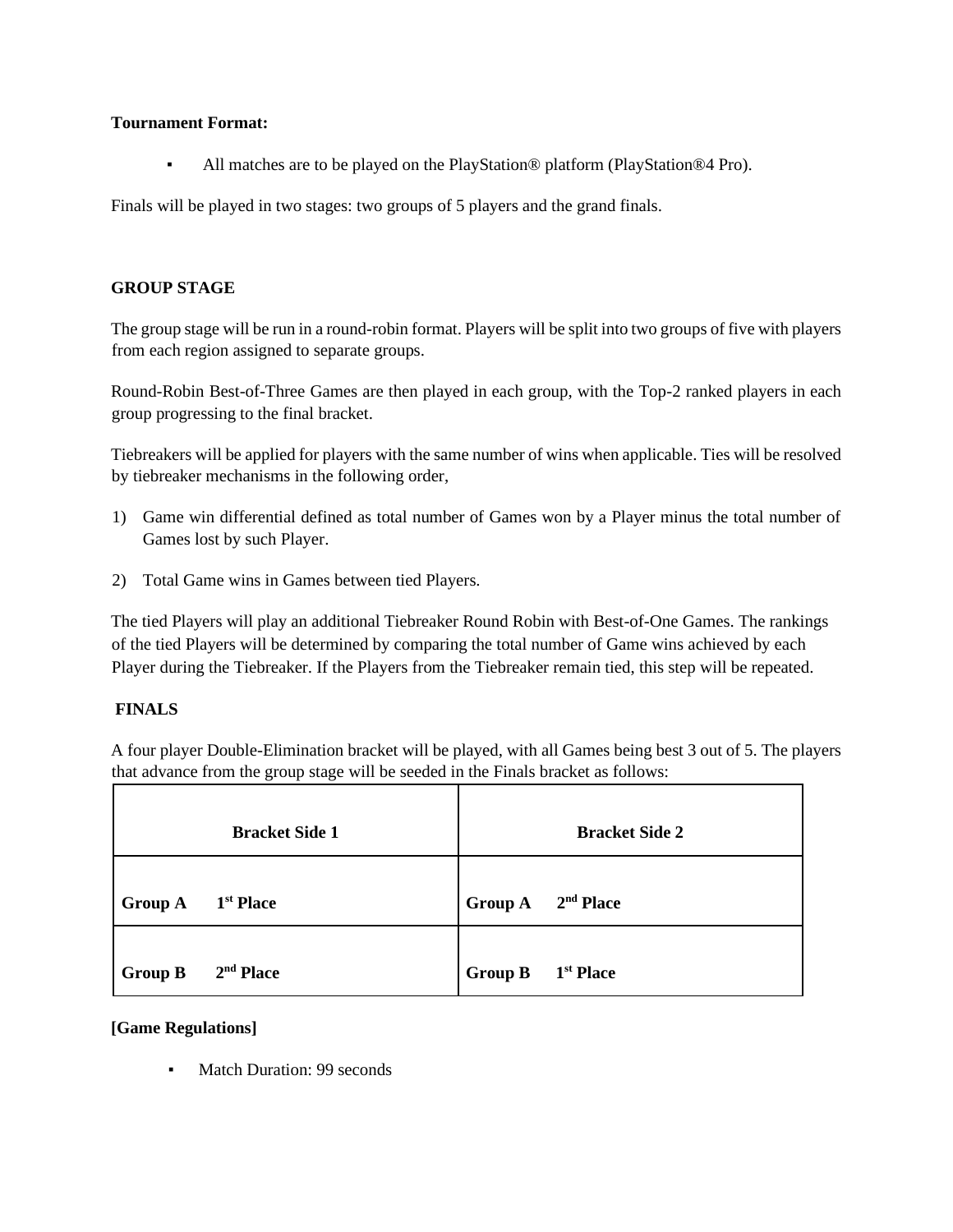**Tournament Format:**

- All matches are to be played on the PlayStation® platform (PlayStation®4 Pro).

Finals will be played in two stages: two groups of 5 players and the grand finals.

**GROUP STAGE**

The group stage will be run in a round-robin format. Players will be split into two groups of five with players from each region assigned to separate groups.

Round-Robin Best-of-Three Games are then played in each group, with the Top-2 ranked players in each group progressing to the final bracket.

Tiebreakers will be applied for players with the same number of wins when applicable. Ties will be resolved by tiebreaker mechanisms in the following order,

1) Game win differential defined as total number of Games won by a Player minus the total number of Games lost by such Player.
2) Total Game wins in Games between tied Players.

The tied Players will play an additional Tiebreaker Round Robin with Best-of-One Games. The rankings of the tied Players will be determined by comparing the total number of Game wins achieved by each Player during the Tiebreaker. If the Players from the Tiebreaker remain tied, this step will be repeated.

**FINALS**

A four player Double-Elimination bracket will be played, with all Games being best 3 out of 5. The players that advance from the group stage will be seeded in the Finals bracket as follows:

| **Bracket Side 1** | **Bracket Side 2** |
|---|---|
| **Group A 1st Place** | **Group A 2nd Place** |
| **Group B 2nd Place** | **Group B 1st Place** |

**[Game Regulations]**

- Match Duration: 99 seconds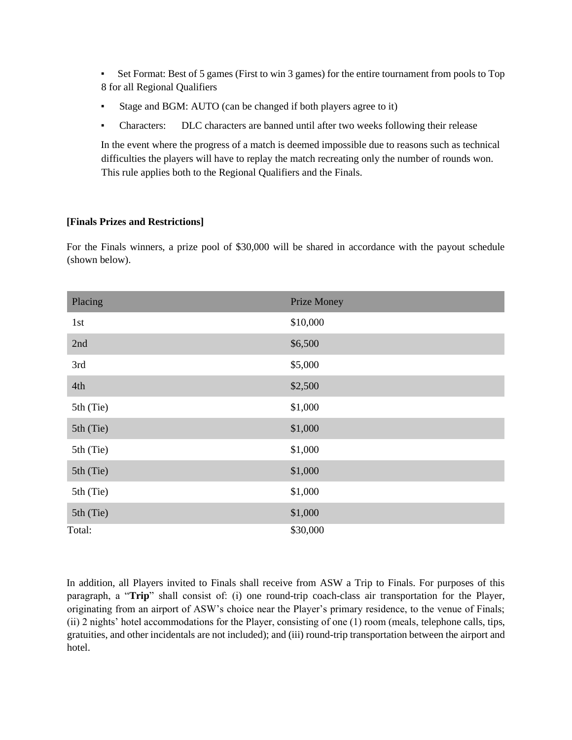- Set Format: Best of 5 games (First to win 3 games) for the entire tournament from pools to Top 8 for all Regional Qualifiers
- Stage and BGM: AUTO (can be changed if both players agree to it)
- Characters: DLC characters are banned until after two weeks following their release

In the event where the progress of a match is deemed impossible due to reasons such as technical difficulties the players will have to replay the match recreating only the number of rounds won. This rule applies both to the Regional Qualifiers and the Finals.

**[Finals Prizes and Restrictions]**

For the Finals winners, a prize pool of $30,000 will be shared in accordance with the payout schedule (shown below).

| Placing | Prize Money |
| --- | --- |
| 1st | $10,000 |
| 2nd | $6,500 |
| 3rd | $5,000 |
| 4th | $2,500 |
| 5th (Tie) | $1,000 |
| 5th (Tie) | $1,000 |
| 5th (Tie) | $1,000 |
| 5th (Tie) | $1,000 |
| 5th (Tie) | $1,000 |
| 5th (Tie) | $1,000 |
| Total: | $30,000 |

In addition, all Players invited to Finals shall receive from ASW a Trip to Finals. For purposes of this paragraph, a "**Trip**" shall consist of: (i) one round-trip coach-class air transportation for the Player, originating from an airport of ASW's choice near the Player's primary residence, to the venue of Finals; (ii) 2 nights' hotel accommodations for the Player, consisting of one (1) room (meals, telephone calls, tips, gratuities, and other incidentals are not included); and (iii) round-trip transportation between the airport and hotel.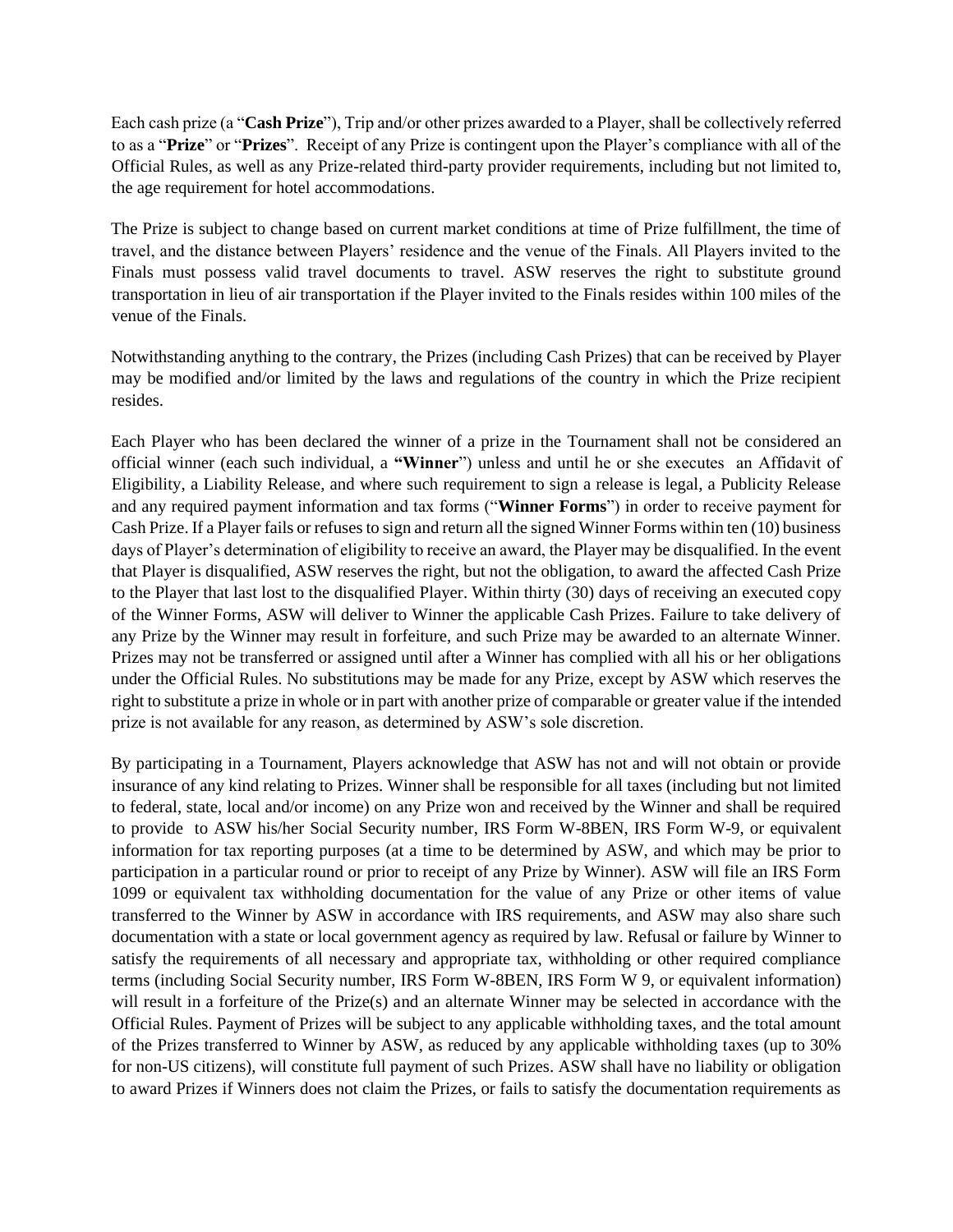Each cash prize (a "**Cash Prize**"), Trip and/or other prizes awarded to a Player, shall be collectively referred to as a "**Prize**" or "**Prizes**". Receipt of any Prize is contingent upon the Player's compliance with all of the Official Rules, as well as any Prize-related third-party provider requirements, including but not limited to, the age requirement for hotel accommodations.

The Prize is subject to change based on current market conditions at time of Prize fulfillment, the time of travel, and the distance between Players' residence and the venue of the Finals. All Players invited to the Finals must possess valid travel documents to travel. ASW reserves the right to substitute ground transportation in lieu of air transportation if the Player invited to the Finals resides within 100 miles of the venue of the Finals.

Notwithstanding anything to the contrary, the Prizes (including Cash Prizes) that can be received by Player may be modified and/or limited by the laws and regulations of the country in which the Prize recipient resides.

Each Player who has been declared the winner of a prize in the Tournament shall not be considered an official winner (each such individual, a **"Winner"**) unless and until he or she executes an Affidavit of Eligibility, a Liability Release, and where such requirement to sign a release is legal, a Publicity Release and any required payment information and tax forms ("**Winner Forms**") in order to receive payment for Cash Prize. If a Player fails or refuses to sign and return all the signed Winner Forms within ten (10) business days of Player's determination of eligibility to receive an award, the Player may be disqualified. In the event that Player is disqualified, ASW reserves the right, but not the obligation, to award the affected Cash Prize to the Player that last lost to the disqualified Player. Within thirty (30) days of receiving an executed copy of the Winner Forms, ASW will deliver to Winner the applicable Cash Prizes. Failure to take delivery of any Prize by the Winner may result in forfeiture, and such Prize may be awarded to an alternate Winner. Prizes may not be transferred or assigned until after a Winner has complied with all his or her obligations under the Official Rules. No substitutions may be made for any Prize, except by ASW which reserves the right to substitute a prize in whole or in part with another prize of comparable or greater value if the intended prize is not available for any reason, as determined by ASW's sole discretion.

By participating in a Tournament, Players acknowledge that ASW has not and will not obtain or provide insurance of any kind relating to Prizes. Winner shall be responsible for all taxes (including but not limited to federal, state, local and/or income) on any Prize won and received by the Winner and shall be required to provide to ASW his/her Social Security number, IRS Form W-8BEN, IRS Form W-9, or equivalent information for tax reporting purposes (at a time to be determined by ASW, and which may be prior to participation in a particular round or prior to receipt of any Prize by Winner). ASW will file an IRS Form 1099 or equivalent tax withholding documentation for the value of any Prize or other items of value transferred to the Winner by ASW in accordance with IRS requirements, and ASW may also share such documentation with a state or local government agency as required by law. Refusal or failure by Winner to satisfy the requirements of all necessary and appropriate tax, withholding or other required compliance terms (including Social Security number, IRS Form W-8BEN, IRS Form W 9, or equivalent information) will result in a forfeiture of the Prize(s) and an alternate Winner may be selected in accordance with the Official Rules. Payment of Prizes will be subject to any applicable withholding taxes, and the total amount of the Prizes transferred to Winner by ASW, as reduced by any applicable withholding taxes (up to 30% for non-US citizens), will constitute full payment of such Prizes. ASW shall have no liability or obligation to award Prizes if Winners does not claim the Prizes, or fails to satisfy the documentation requirements as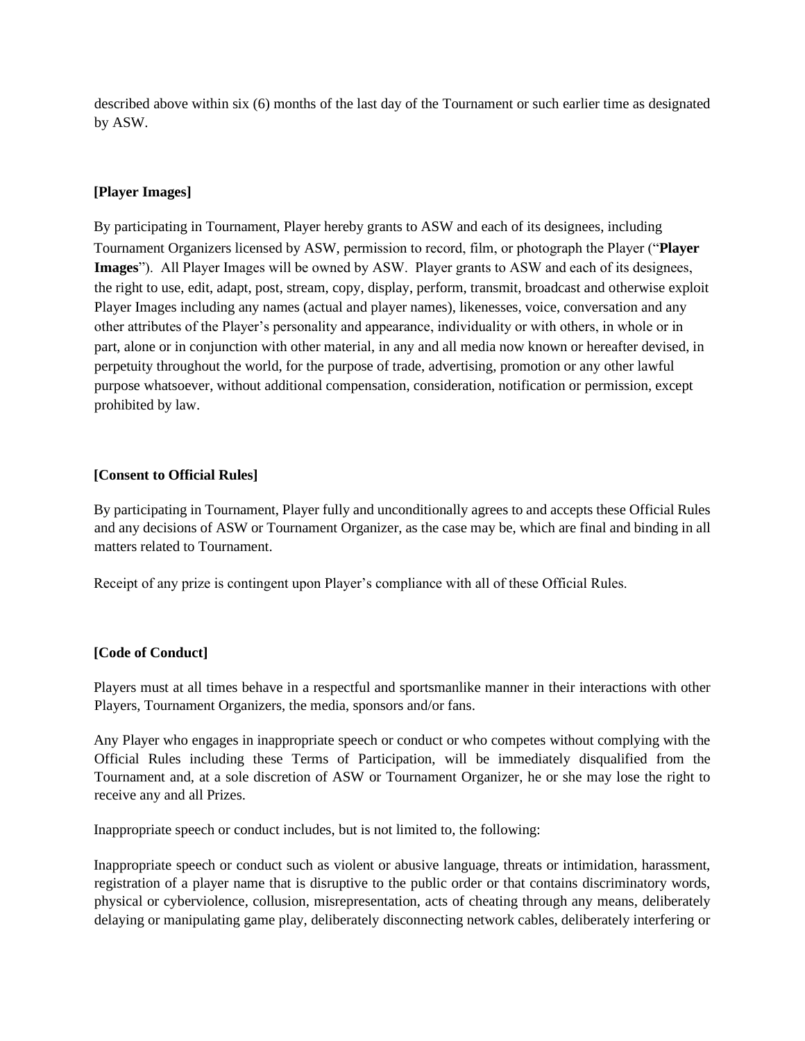described above within six (6) months of the last day of the Tournament or such earlier time as designated by ASW.

**[Player Images]**

By participating in Tournament, Player hereby grants to ASW and each of its designees, including Tournament Organizers licensed by ASW, permission to record, film, or photograph the Player ("**Player Images**"). All Player Images will be owned by ASW. Player grants to ASW and each of its designees, the right to use, edit, adapt, post, stream, copy, display, perform, transmit, broadcast and otherwise exploit Player Images including any names (actual and player names), likenesses, voice, conversation and any other attributes of the Player's personality and appearance, individuality or with others, in whole or in part, alone or in conjunction with other material, in any and all media now known or hereafter devised, in perpetuity throughout the world, for the purpose of trade, advertising, promotion or any other lawful purpose whatsoever, without additional compensation, consideration, notification or permission, except prohibited by law.

**[Consent to Official Rules]**

By participating in Tournament, Player fully and unconditionally agrees to and accepts these Official Rules and any decisions of ASW or Tournament Organizer, as the case may be, which are final and binding in all matters related to Tournament.

Receipt of any prize is contingent upon Player's compliance with all of these Official Rules.

**[Code of Conduct]**

Players must at all times behave in a respectful and sportsmanlike manner in their interactions with other Players, Tournament Organizers, the media, sponsors and/or fans.

Any Player who engages in inappropriate speech or conduct or who competes without complying with the Official Rules including these Terms of Participation, will be immediately disqualified from the Tournament and, at a sole discretion of ASW or Tournament Organizer, he or she may lose the right to receive any and all Prizes.

Inappropriate speech or conduct includes, but is not limited to, the following:

Inappropriate speech or conduct such as violent or abusive language, threats or intimidation, harassment, registration of a player name that is disruptive to the public order or that contains discriminatory words, physical or cyberviolence, collusion, misrepresentation, acts of cheating through any means, deliberately delaying or manipulating game play, deliberately disconnecting network cables, deliberately interfering or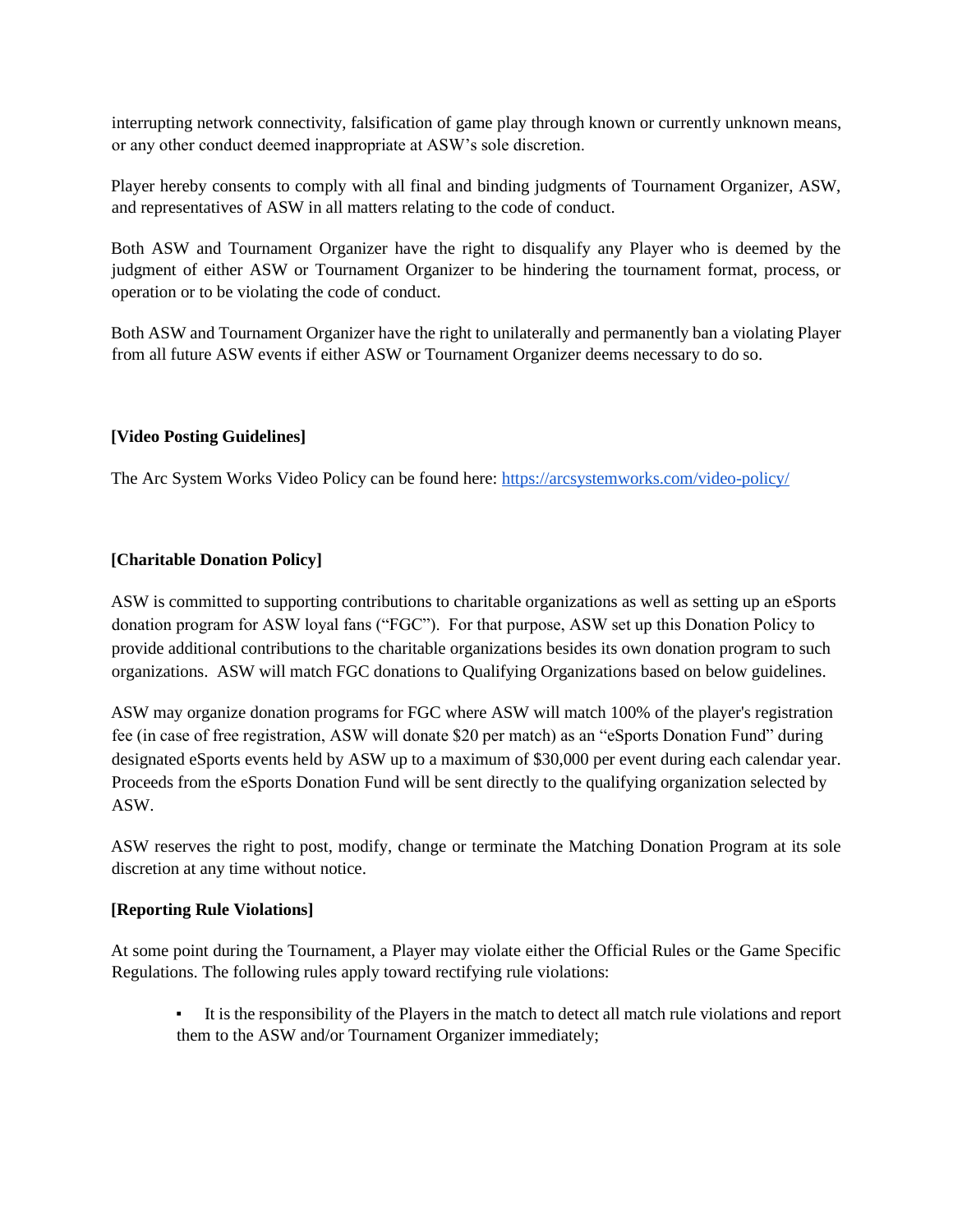interrupting network connectivity, falsification of game play through known or currently unknown means, or any other conduct deemed inappropriate at ASW's sole discretion.

Player hereby consents to comply with all final and binding judgments of Tournament Organizer, ASW, and representatives of ASW in all matters relating to the code of conduct.

Both ASW and Tournament Organizer have the right to disqualify any Player who is deemed by the judgment of either ASW or Tournament Organizer to be hindering the tournament format, process, or operation or to be violating the code of conduct.

Both ASW and Tournament Organizer have the right to unilaterally and permanently ban a violating Player from all future ASW events if either ASW or Tournament Organizer deems necessary to do so.

**[Video Posting Guidelines]**

The Arc System Works Video Policy can be found here: [https://arcsystemworks.com/video-policy/](https://arcsystemworks.com/video-policy/)

**[Charitable Donation Policy]**

ASW is committed to supporting contributions to charitable organizations as well as setting up an eSports donation program for ASW loyal fans ("FGC"). For that purpose, ASW set up this Donation Policy to provide additional contributions to the charitable organizations besides its own donation program to such organizations. ASW will match FGC donations to Qualifying Organizations based on below guidelines.

ASW may organize donation programs for FGC where ASW will match 100% of the player's registration fee (in case of free registration, ASW will donate $20 per match) as an "eSports Donation Fund" during designated eSports events held by ASW up to a maximum of $30,000 per event during each calendar year. Proceeds from the eSports Donation Fund will be sent directly to the qualifying organization selected by ASW.

ASW reserves the right to post, modify, change or terminate the Matching Donation Program at its sole discretion at any time without notice.

**[Reporting Rule Violations]**

At some point during the Tournament, a Player may violate either the Official Rules or the Game Specific Regulations. The following rules apply toward rectifying rule violations:

- It is the responsibility of the Players in the match to detect all match rule violations and report them to the ASW and/or Tournament Organizer immediately;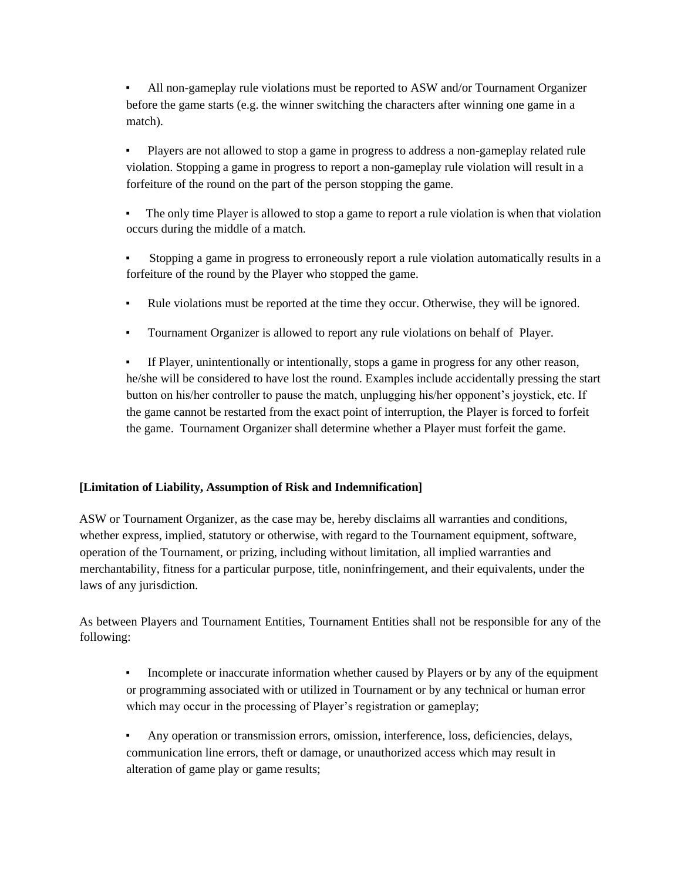- All non-gameplay rule violations must be reported to ASW and/or Tournament Organizer before the game starts (e.g. the winner switching the characters after winning one game in a match).

- Players are not allowed to stop a game in progress to address a non-gameplay related rule violation. Stopping a game in progress to report a non-gameplay rule violation will result in a forfeiture of the round on the part of the person stopping the game.

- The only time Player is allowed to stop a game to report a rule violation is when that violation occurs during the middle of a match.

- Stopping a game in progress to erroneously report a rule violation automatically results in a forfeiture of the round by the Player who stopped the game.

- Rule violations must be reported at the time they occur. Otherwise, they will be ignored.

- Tournament Organizer is allowed to report any rule violations on behalf of Player.

- If Player, unintentionally or intentionally, stops a game in progress for any other reason, he/she will be considered to have lost the round. Examples include accidentally pressing the start button on his/her controller to pause the match, unplugging his/her opponent's joystick, etc. If the game cannot be restarted from the exact point of interruption, the Player is forced to forfeit the game. Tournament Organizer shall determine whether a Player must forfeit the game.

**[Limitation of Liability, Assumption of Risk and Indemnification]**

ASW or Tournament Organizer, as the case may be, hereby disclaims all warranties and conditions, whether express, implied, statutory or otherwise, with regard to the Tournament equipment, software, operation of the Tournament, or prizing, including without limitation, all implied warranties and merchantability, fitness for a particular purpose, title, noninfringement, and their equivalents, under the laws of any jurisdiction.

As between Players and Tournament Entities, Tournament Entities shall not be responsible for any of the following:

- Incomplete or inaccurate information whether caused by Players or by any of the equipment or programming associated with or utilized in Tournament or by any technical or human error which may occur in the processing of Player's registration or gameplay;

- Any operation or transmission errors, omission, interference, loss, deficiencies, delays, communication line errors, theft or damage, or unauthorized access which may result in alteration of game play or game results;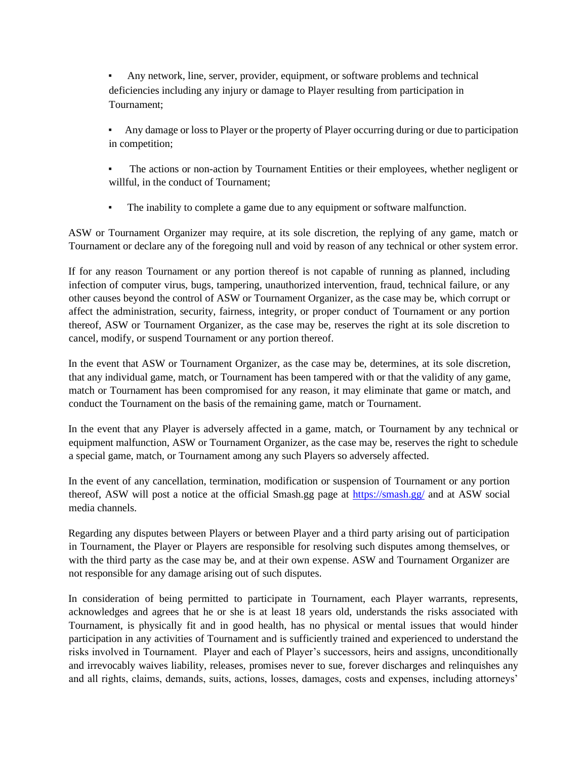- Any network, line, server, provider, equipment, or software problems and technical deficiencies including any injury or damage to Player resulting from participation in Tournament;

- Any damage or loss to Player or the property of Player occurring during or due to participation in competition;

- The actions or non-action by Tournament Entities or their employees, whether negligent or willful, in the conduct of Tournament;

- The inability to complete a game due to any equipment or software malfunction.

ASW or Tournament Organizer may require, at its sole discretion, the replying of any game, match or Tournament or declare any of the foregoing null and void by reason of any technical or other system error.

If for any reason Tournament or any portion thereof is not capable of running as planned, including infection of computer virus, bugs, tampering, unauthorized intervention, fraud, technical failure, or any other causes beyond the control of ASW or Tournament Organizer, as the case may be, which corrupt or affect the administration, security, fairness, integrity, or proper conduct of Tournament or any portion thereof, ASW or Tournament Organizer, as the case may be, reserves the right at its sole discretion to cancel, modify, or suspend Tournament or any portion thereof.

In the event that ASW or Tournament Organizer, as the case may be, determines, at its sole discretion, that any individual game, match, or Tournament has been tampered with or that the validity of any game, match or Tournament has been compromised for any reason, it may eliminate that game or match, and conduct the Tournament on the basis of the remaining game, match or Tournament.

In the event that any Player is adversely affected in a game, match, or Tournament by any technical or equipment malfunction, ASW or Tournament Organizer, as the case may be, reserves the right to schedule a special game, match, or Tournament among any such Players so adversely affected.

In the event of any cancellation, termination, modification or suspension of Tournament or any portion thereof, ASW will post a notice at the official Smash.gg page at [https://smash.gg/](https://smash.gg/) and at ASW social media channels.

Regarding any disputes between Players or between Player and a third party arising out of participation in Tournament, the Player or Players are responsible for resolving such disputes among themselves, or with the third party as the case may be, and at their own expense. ASW and Tournament Organizer are not responsible for any damage arising out of such disputes.

In consideration of being permitted to participate in Tournament, each Player warrants, represents, acknowledges and agrees that he or she is at least 18 years old, understands the risks associated with Tournament, is physically fit and in good health, has no physical or mental issues that would hinder participation in any activities of Tournament and is sufficiently trained and experienced to understand the risks involved in Tournament. Player and each of Player's successors, heirs and assigns, unconditionally and irrevocably waives liability, releases, promises never to sue, forever discharges and relinquishes any and all rights, claims, demands, suits, actions, losses, damages, costs and expenses, including attorneys'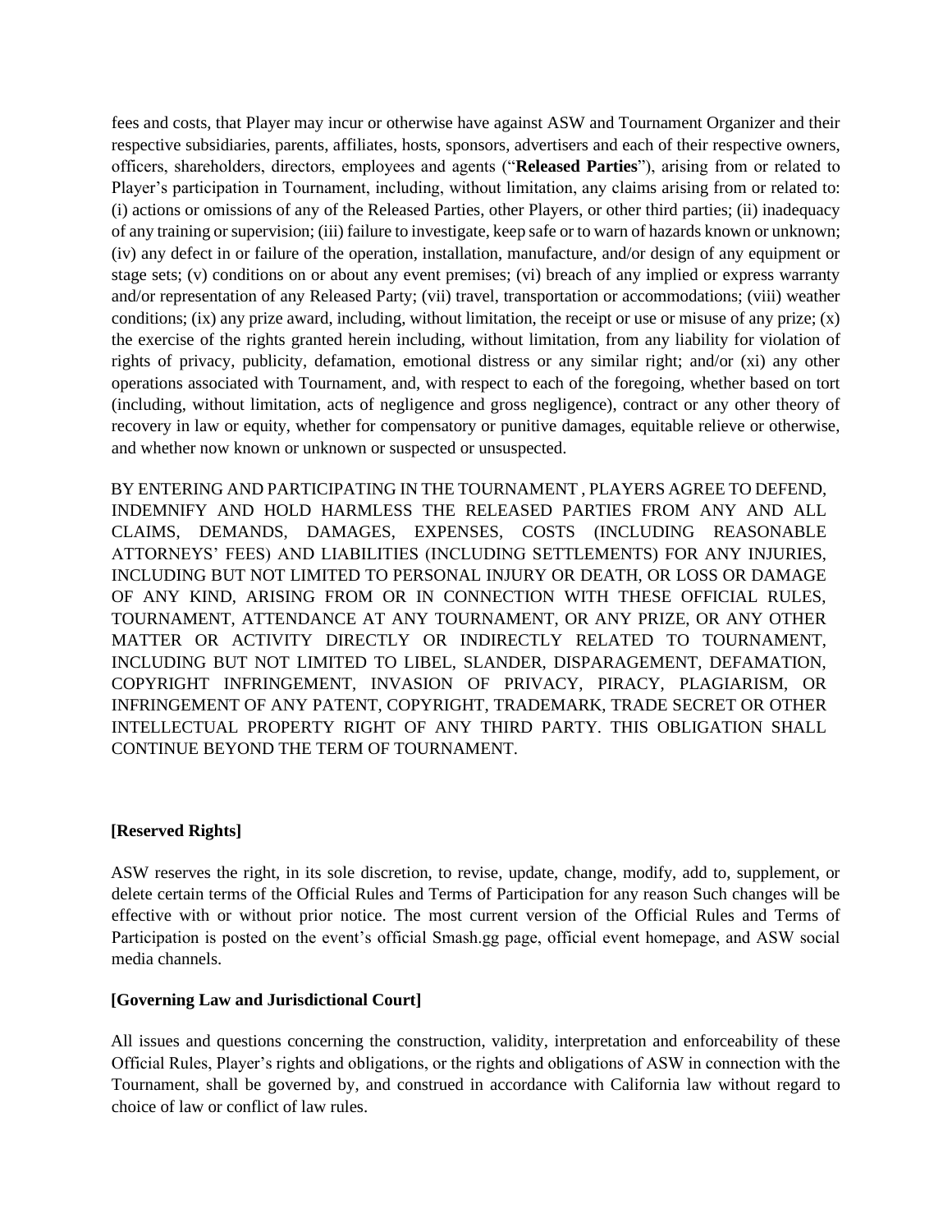fees and costs, that Player may incur or otherwise have against ASW and Tournament Organizer and their respective subsidiaries, parents, affiliates, hosts, sponsors, advertisers and each of their respective owners, officers, shareholders, directors, employees and agents ("**Released Parties**"), arising from or related to Player's participation in Tournament, including, without limitation, any claims arising from or related to: (i) actions or omissions of any of the Released Parties, other Players, or other third parties; (ii) inadequacy of any training or supervision; (iii) failure to investigate, keep safe or to warn of hazards known or unknown; (iv) any defect in or failure of the operation, installation, manufacture, and/or design of any equipment or stage sets; (v) conditions on or about any event premises; (vi) breach of any implied or express warranty and/or representation of any Released Party; (vii) travel, transportation or accommodations; (viii) weather conditions; (ix) any prize award, including, without limitation, the receipt or use or misuse of any prize; (x) the exercise of the rights granted herein including, without limitation, from any liability for violation of rights of privacy, publicity, defamation, emotional distress or any similar right; and/or (xi) any other operations associated with Tournament, and, with respect to each of the foregoing, whether based on tort (including, without limitation, acts of negligence and gross negligence), contract or any other theory of recovery in law or equity, whether for compensatory or punitive damages, equitable relieve or otherwise, and whether now known or unknown or suspected or unsuspected.

BY ENTERING AND PARTICIPATING IN THE TOURNAMENT , PLAYERS AGREE TO DEFEND, INDEMNIFY AND HOLD HARMLESS THE RELEASED PARTIES FROM ANY AND ALL CLAIMS, DEMANDS, DAMAGES, EXPENSES, COSTS (INCLUDING REASONABLE ATTORNEYS' FEES) AND LIABILITIES (INCLUDING SETTLEMENTS) FOR ANY INJURIES, INCLUDING BUT NOT LIMITED TO PERSONAL INJURY OR DEATH, OR LOSS OR DAMAGE OF ANY KIND, ARISING FROM OR IN CONNECTION WITH THESE OFFICIAL RULES, TOURNAMENT, ATTENDANCE AT ANY TOURNAMENT, OR ANY PRIZE, OR ANY OTHER MATTER OR ACTIVITY DIRECTLY OR INDIRECTLY RELATED TO TOURNAMENT, INCLUDING BUT NOT LIMITED TO LIBEL, SLANDER, DISPARAGEMENT, DEFAMATION, COPYRIGHT INFRINGEMENT, INVASION OF PRIVACY, PIRACY, PLAGIARISM, OR INFRINGEMENT OF ANY PATENT, COPYRIGHT, TRADEMARK, TRADE SECRET OR OTHER INTELLECTUAL PROPERTY RIGHT OF ANY THIRD PARTY. THIS OBLIGATION SHALL CONTINUE BEYOND THE TERM OF TOURNAMENT.

**[Reserved Rights]**

ASW reserves the right, in its sole discretion, to revise, update, change, modify, add to, supplement, or delete certain terms of the Official Rules and Terms of Participation for any reason Such changes will be effective with or without prior notice. The most current version of the Official Rules and Terms of Participation is posted on the event's official Smash.gg page, official event homepage, and ASW social media channels.

**[Governing Law and Jurisdictional Court]**

All issues and questions concerning the construction, validity, interpretation and enforceability of these Official Rules, Player's rights and obligations, or the rights and obligations of ASW in connection with the Tournament, shall be governed by, and construed in accordance with California law without regard to choice of law or conflict of law rules.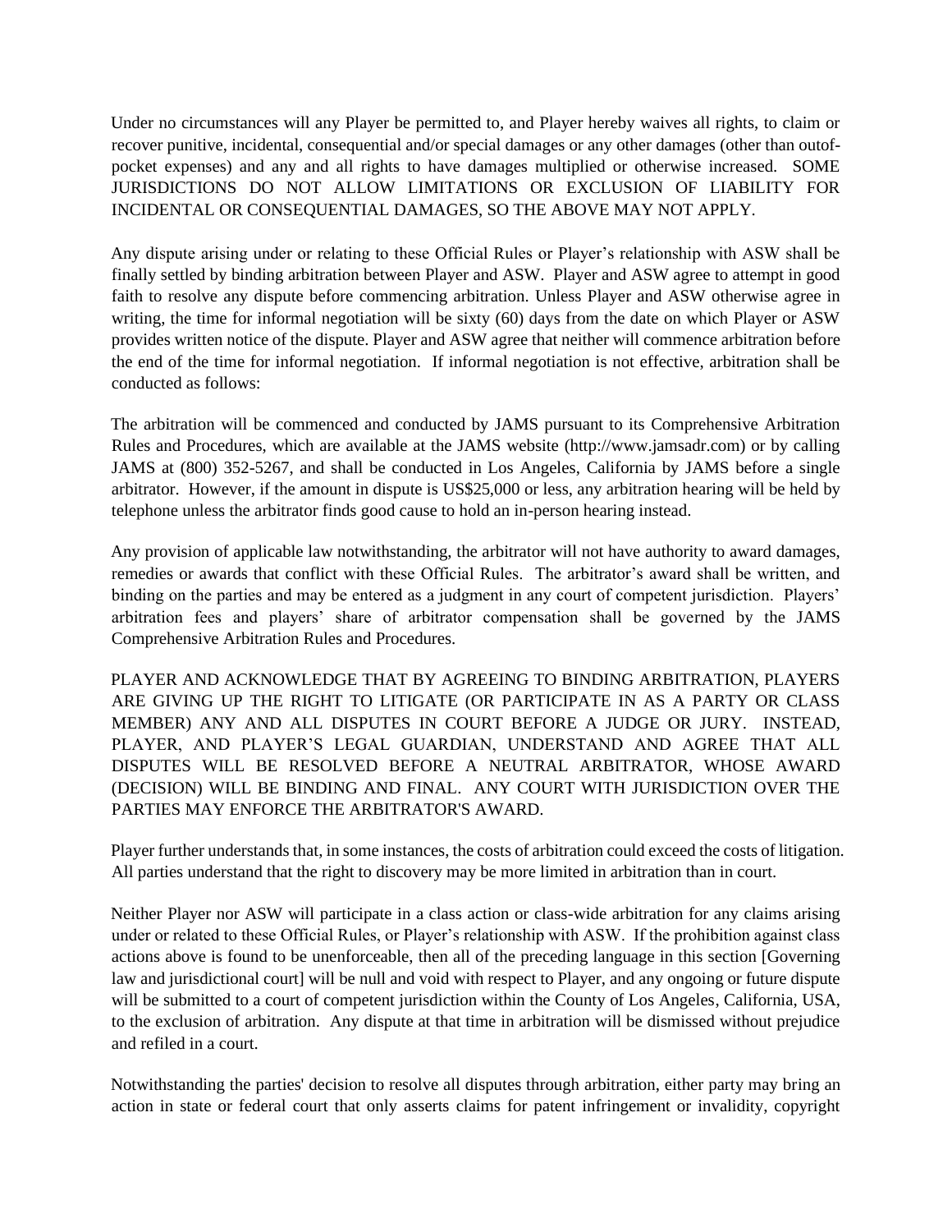Under no circumstances will any Player be permitted to, and Player hereby waives all rights, to claim or recover punitive, incidental, consequential and/or special damages or any other damages (other than outof-pocket expenses) and any and all rights to have damages multiplied or otherwise increased. SOME JURISDICTIONS DO NOT ALLOW LIMITATIONS OR EXCLUSION OF LIABILITY FOR INCIDENTAL OR CONSEQUENTIAL DAMAGES, SO THE ABOVE MAY NOT APPLY.

Any dispute arising under or relating to these Official Rules or Player's relationship with ASW shall be finally settled by binding arbitration between Player and ASW. Player and ASW agree to attempt in good faith to resolve any dispute before commencing arbitration. Unless Player and ASW otherwise agree in writing, the time for informal negotiation will be sixty (60) days from the date on which Player or ASW provides written notice of the dispute. Player and ASW agree that neither will commence arbitration before the end of the time for informal negotiation. If informal negotiation is not effective, arbitration shall be conducted as follows:

The arbitration will be commenced and conducted by JAMS pursuant to its Comprehensive Arbitration Rules and Procedures, which are available at the JAMS website (http://www.jamsadr.com) or by calling JAMS at (800) 352-5267, and shall be conducted in Los Angeles, California by JAMS before a single arbitrator. However, if the amount in dispute is US$25,000 or less, any arbitration hearing will be held by telephone unless the arbitrator finds good cause to hold an in-person hearing instead.

Any provision of applicable law notwithstanding, the arbitrator will not have authority to award damages, remedies or awards that conflict with these Official Rules. The arbitrator's award shall be written, and binding on the parties and may be entered as a judgment in any court of competent jurisdiction. Players' arbitration fees and players' share of arbitrator compensation shall be governed by the JAMS Comprehensive Arbitration Rules and Procedures.

PLAYER AND ACKNOWLEDGE THAT BY AGREEING TO BINDING ARBITRATION, PLAYERS ARE GIVING UP THE RIGHT TO LITIGATE (OR PARTICIPATE IN AS A PARTY OR CLASS MEMBER) ANY AND ALL DISPUTES IN COURT BEFORE A JUDGE OR JURY. INSTEAD, PLAYER, AND PLAYER'S LEGAL GUARDIAN, UNDERSTAND AND AGREE THAT ALL DISPUTES WILL BE RESOLVED BEFORE A NEUTRAL ARBITRATOR, WHOSE AWARD (DECISION) WILL BE BINDING AND FINAL. ANY COURT WITH JURISDICTION OVER THE PARTIES MAY ENFORCE THE ARBITRATOR'S AWARD.

Player further understands that, in some instances, the costs of arbitration could exceed the costs of litigation. All parties understand that the right to discovery may be more limited in arbitration than in court.

Neither Player nor ASW will participate in a class action or class-wide arbitration for any claims arising under or related to these Official Rules, or Player's relationship with ASW. If the prohibition against class actions above is found to be unenforceable, then all of the preceding language in this section [Governing law and jurisdictional court] will be null and void with respect to Player, and any ongoing or future dispute will be submitted to a court of competent jurisdiction within the County of Los Angeles, California, USA, to the exclusion of arbitration. Any dispute at that time in arbitration will be dismissed without prejudice and refiled in a court.

Notwithstanding the parties' decision to resolve all disputes through arbitration, either party may bring an action in state or federal court that only asserts claims for patent infringement or invalidity, copyright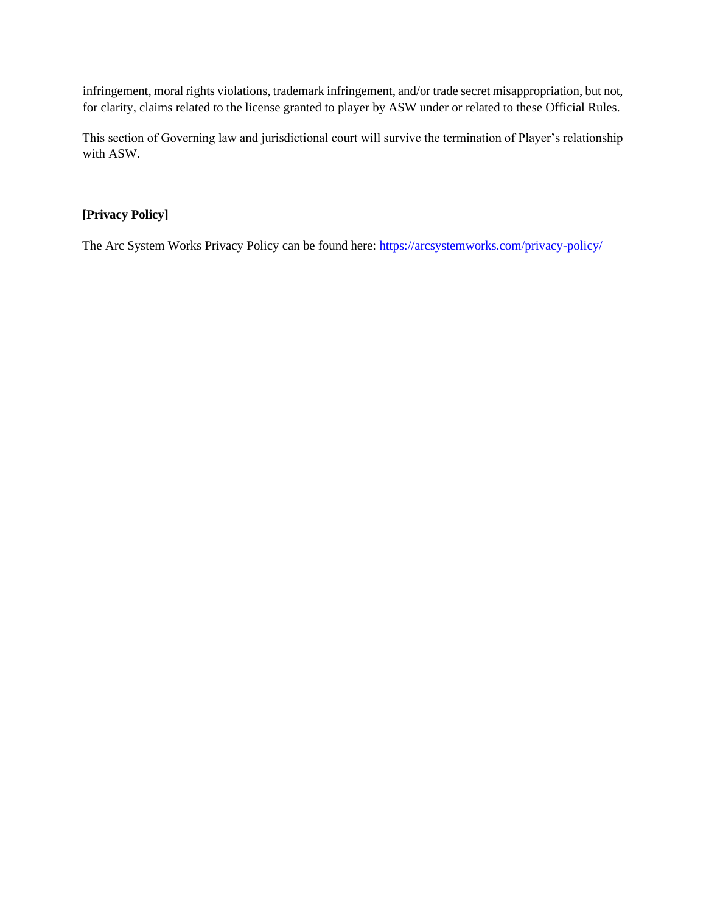infringement, moral rights violations, trademark infringement, and/or trade secret misappropriation, but not, for clarity, claims related to the license granted to player by ASW under or related to these Official Rules.

This section of Governing law and jurisdictional court will survive the termination of Player's relationship with ASW.

**[Privacy Policy]**

The Arc System Works Privacy Policy can be found here: [https://arcsystemworks.com/privacy-policy/](https://arcsystemworks.com/privacy-policy/)